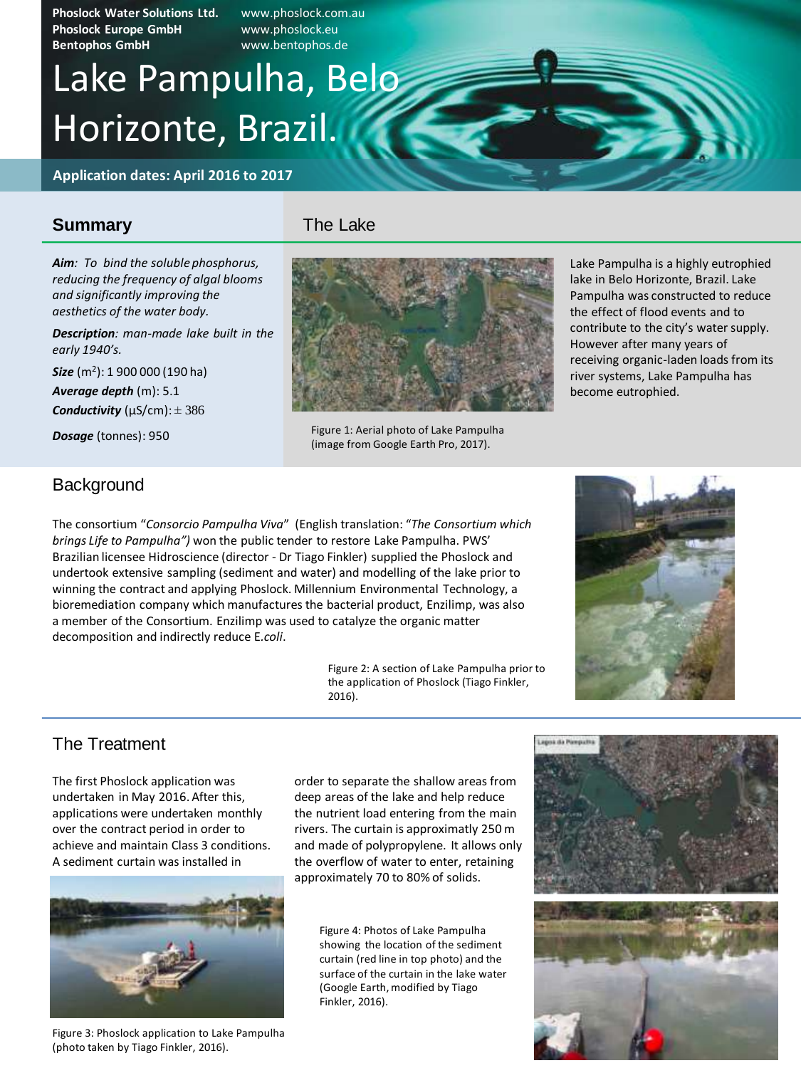Phoslock Water Solutions Ltd. www.phoslock.com.au
Phoslock Europe GmbH www.phoslock.eu
Bentophos GmbH www.bentophos.de

# Lake Pampulha, Belo Horizonte, Brazil.

**Application dates: April 2016 to 2017**

## Summary

***Aim***: *To bind the soluble phosphorus, reducing the frequency of algal blooms and significantly improving the aesthetics of the water body.*

***Description***: *man-made lake built in the early 1940's.*

***Size*** ($m^2$): 1 900 000 (190 ha)

***Average depth*** (m): 5.1

***Conductivity*** (µS/cm): ± 386

***Dosage*** (tonnes): 950

## The Lake

Figure 1: Aerial photo of Lake Pampulha (image from Google Earth Pro, 2017).

Lake Pampulha is a highly eutrophied lake in Belo Horizonte, Brazil. Lake Pampulha was constructed to reduce the effect of flood events and to contribute to the city's water supply. However after many years of receiving organic-laden loads from its river systems, Lake Pampulha has become eutrophied.

## Background

The consortium "*Consorcio Pampulha Viva*" (English translation: "*The Consortium which brings Life to Pampulha")* won the public tender to restore Lake Pampulha. PWS' Brazilian licensee Hidroscience (director - Dr Tiago Finkler) supplied the Phoslock and undertook extensive sampling (sediment and water) and modelling of the lake prior to winning the contract and applying Phoslock. Millennium Environmental Technology, a bioremediation company which manufactures the bacterial product, Enzilimp, was also a member of the Consortium. Enzilimp was used to catalyze the organic matter decomposition and indirectly reduce E.*coli*.

Figure 2: A section of Lake Pampulha prior to the application of Phoslock (Tiago Finkler, 2016).

## The Treatment

The first Phoslock application was undertaken in May 2016. After this, applications were undertaken monthly over the contract period in order to achieve and maintain Class 3 conditions. A sediment curtain was installed in order to separate the shallow areas from deep areas of the lake and help reduce the nutrient load entering from the main rivers. The curtain is approximately 250 m and made of polypropylene. It allows only the overflow of water to enter, retaining approximately 70 to 80% of solids.

Figure 3: Phoslock application to Lake Pampulha (photo taken by Tiago Finkler, 2016).

Figure 4: Photos of Lake Pampulha showing the location of the sediment curtain (red line in top photo) and the surface of the curtain in the lake water (Google Earth, modified by Tiago Finkler, 2016).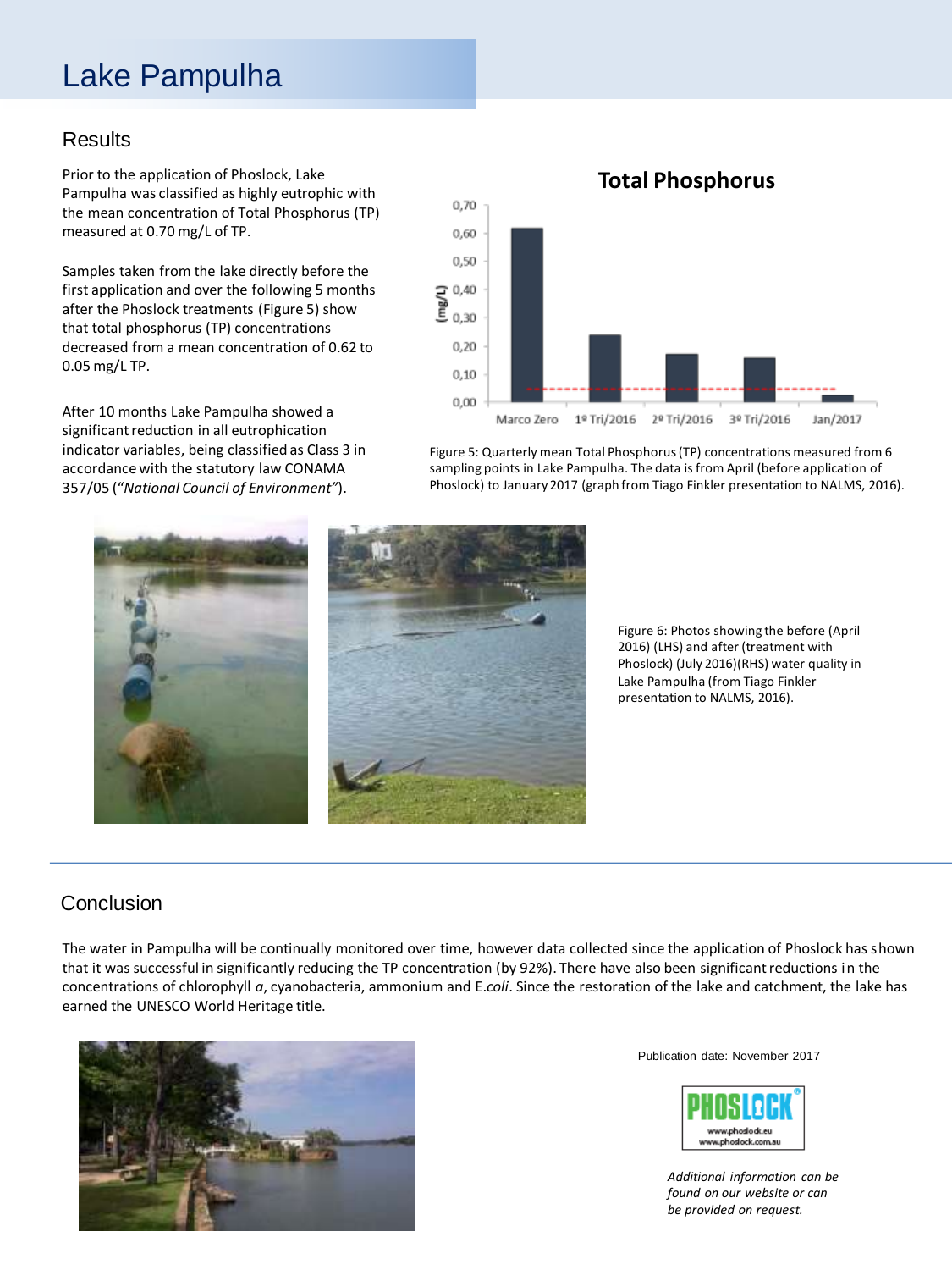# Lake Pampulha

## Results

Prior to the application of Phoslock, Lake Pampulha was classified as highly eutrophic with the mean concentration of Total Phosphorus (TP) measured at 0.70 mg/L of TP.

Samples taken from the lake directly before the first application and over the following 5 months after the Phoslock treatments (Figure 5) show that total phosphorus (TP) concentrations decreased from a mean concentration of 0.62 to 0.05 mg/L TP.

After 10 months Lake Pampulha showed a significant reduction in all eutrophication indicator variables, being classified as Class 3 in accordance with the statutory law CONAMA 357/05 (“*National Council of Environment”*).

**Total Phosphorus**

(mg/L)

0,70
0,60
0,50
0,40
0,30
0,20
0,10
0,00

Marco Zero
1º Tri/2016
2º Tri/2016
3º Tri/2016
Jan/2017

Figure 5: Quarterly mean Total Phosphorus (TP) concentrations measured from 6 sampling points in Lake Pampulha. The data is from April (before application of Phoslock) to January 2017 (graph from Tiago Finkler presentation to NALMS, 2016).

Figure 6: Photos showing the before (April 2016) (LHS) and after (treatment with Phoslock) (July 2016)(RHS) water quality in Lake Pampulha (from Tiago Finkler presentation to NALMS, 2016).

## Conclusion

The water in Pampulha will be continually monitored over time, however data collected since the application of Phoslock has shown that it was successful in significantly reducing the TP concentration (by 92%). There have also been significant reductions in the concentrations of chlorophyll *a*, cyanobacteria, ammonium and E.*coli*. Since the restoration of the lake and catchment, the lake has earned the UNESCO World Heritage title.

Publication date: November 2017

PHOSLOCK
www.phoslock.eu
www.phoslock.com.au

*Additional information can be found on our website or can be provided on request.*